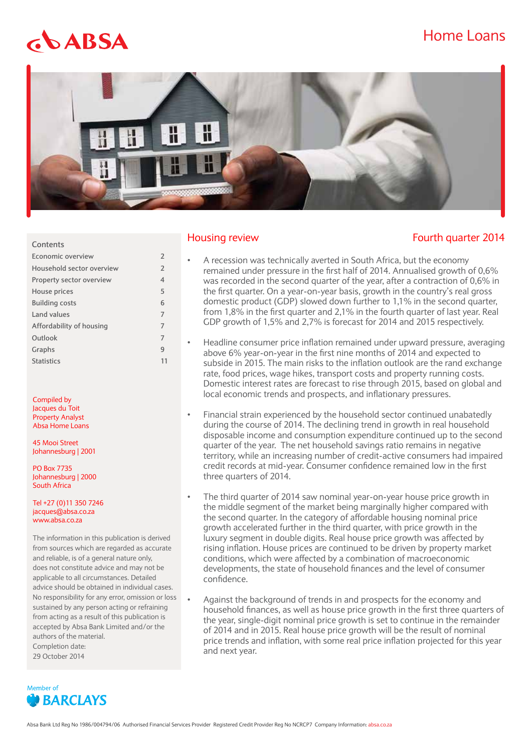# Home Loans

## Housing review

**Fourth quarter 2014**

- A recession was technically averted in South Africa, but the economy remained under pressure in the first half of 2014. Annualised growth of 0,6% was recorded in the second quarter of the year, after a contraction of 0,6% in the first quarter. On a year-on-year basis, growth in the country's real gross domestic product (GDP) slowed down further to 1,1% in the second quarter, from 1,8% in the first quarter and 2,1% in the fourth quarter of last year. Real GDP growth of 1,5% and 2,7% is forecast for 2014 and 2015 respectively.

- Headline consumer price inflation remained under upward pressure, averaging above 6% year-on-year in the first nine months of 2014 and expected to subside in 2015. The main risks to the inflation outlook are the rand exchange rate, food prices, wage hikes, transport costs and property running costs. Domestic interest rates are forecast to rise through 2015, based on global and local economic trends and prospects, and inflationary pressures.

- Financial strain experienced by the household sector continued unabatedly during the course of 2014. The declining trend in growth in real household disposable income and consumption expenditure continued up to the second quarter of the year. The net household savings ratio remains in negative territory, while an increasing number of credit-active consumers had impaired credit records at mid-year. Consumer confidence remained low in the first three quarters of 2014.

- The third quarter of 2014 saw nominal year-on-year house price growth in the middle segment of the market being marginally higher compared with the second quarter. In the category of affordable housing nominal price growth accelerated further in the third quarter, with price growth in the luxury segment in double digits. Real house price growth was affected by rising inflation. House prices are continued to be driven by property market conditions, which were affected by a combination of macroeconomic developments, the state of household finances and the level of consumer confidence.

- Against the background of trends in and prospects for the economy and household finances, as well as house price growth in the first three quarters of the year, single-digit nominal price growth is set to continue in the remainder of 2014 and in 2015. Real house price growth will be the result of nominal price trends and inflation, with some real price inflation projected for this year and next year.

### Contents

| | |
|---|---|
| Economic overview | 2 |
| Household sector overview | 2 |
| Property sector overview | 4 |
| House prices | 5 |
| Building costs | 6 |
| Land values | 7 |
| Affordability of housing | 7 |
| Outlook | 7 |
| Graphs | 9 |
| Statistics | 11 |

Compiled by
Jacques du Toit
Property Analyst
Absa Home Loans

45 Mooi Street
Johannesburg | 2001

PO Box 7735
Johannesburg | 2000
South Africa

Tel +27 (0)11 350 7246
jacques@absa.co.za
www.absa.co.za

The information in this publication is derived from sources which are regarded as accurate and reliable, is of a general nature only, does not constitute advice and may not be applicable to all circumstances. Detailed advice should be obtained in individual cases. No responsibility for any error, omission or loss sustained by any person acting or refraining from acting as a result of this publication is accepted by Absa Bank Limited and/or the authors of the material.
Completion date:
29 October 2014

Member of BARCLAYS

Absa Bank Ltd Reg No 1986/004794/06 Authorised Financial Services Provider Registered Credit Provider Reg No NCRCP7 Company Information: absa.co.za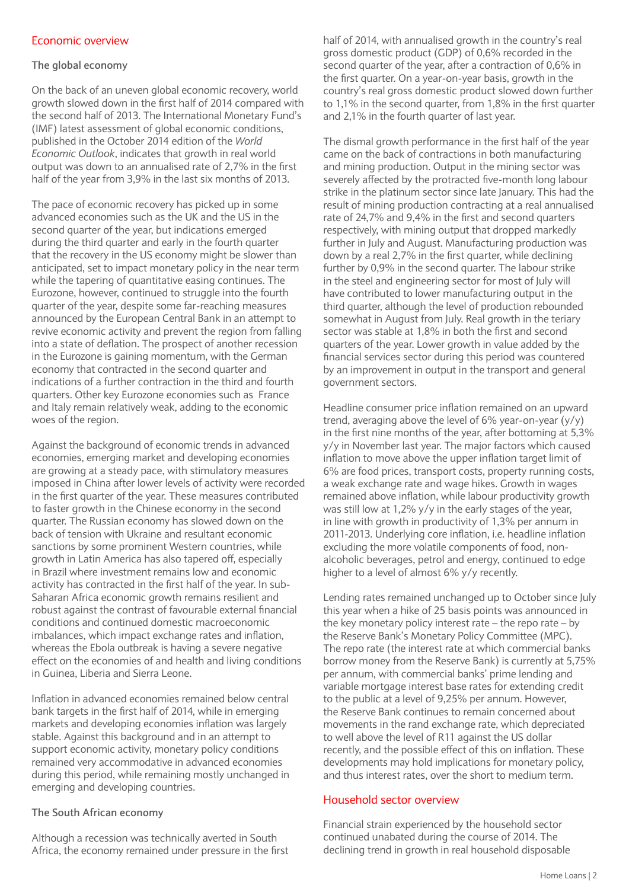## Economic overview

### The global economy

On the back of an uneven global economic recovery, world growth slowed down in the first half of 2014 compared with the second half of 2013. The International Monetary Fund's (IMF) latest assessment of global economic conditions, published in the October 2014 edition of the *World Economic Outlook*, indicates that growth in real world output was down to an annualised rate of 2,7% in the first half of the year from 3,9% in the last six months of 2013.

The pace of economic recovery has picked up in some advanced economies such as the UK and the US in the second quarter of the year, but indications emerged during the third quarter and early in the fourth quarter that the recovery in the US economy might be slower than anticipated, set to impact monetary policy in the near term while the tapering of quantitative easing continues. The Eurozone, however, continued to struggle into the fourth quarter of the year, despite some far-reaching measures announced by the European Central Bank in an attempt to revive economic activity and prevent the region from falling into a state of deflation. The prospect of another recession in the Eurozone is gaining momentum, with the German economy that contracted in the second quarter and indications of a further contraction in the third and fourth quarters. Other key Eurozone economies such as France and Italy remain relatively weak, adding to the economic woes of the region.

Against the background of economic trends in advanced economies, emerging market and developing economies are growing at a steady pace, with stimulatory measures imposed in China after lower levels of activity were recorded in the first quarter of the year. These measures contributed to faster growth in the Chinese economy in the second quarter. The Russian economy has slowed down on the back of tension with Ukraine and resultant economic sanctions by some prominent Western countries, while growth in Latin America has also tapered off, especially in Brazil where investment remains low and economic activity has contracted in the first half of the year. In sub-Saharan Africa economic growth remains resilient and robust against the contrast of favourable external financial conditions and continued domestic macroeconomic imbalances, which impact exchange rates and inflation, whereas the Ebola outbreak is having a severe negative effect on the economies of and health and living conditions in Guinea, Liberia and Sierra Leone.

Inflation in advanced economies remained below central bank targets in the first half of 2014, while in emerging markets and developing economies inflation was largely stable. Against this background and in an attempt to support economic activity, monetary policy conditions remained very accommodative in advanced economies during this period, while remaining mostly unchanged in emerging and developing countries.

### The South African economy

Although a recession was technically averted in South Africa, the economy remained under pressure in the first half of 2014, with annualised growth in the country's real gross domestic product (GDP) of 0,6% recorded in the second quarter of the year, after a contraction of 0,6% in the first quarter. On a year-on-year basis, growth in the country's real gross domestic product slowed down further to 1,1% in the second quarter, from 1,8% in the first quarter and 2,1% in the fourth quarter of last year.

The dismal growth performance in the first half of the year came on the back of contractions in both manufacturing and mining production. Output in the mining sector was severely affected by the protracted five-month long labour strike in the platinum sector since late January. This had the result of mining production contracting at a real annualised rate of 24,7% and 9,4% in the first and second quarters respectively, with mining output that dropped markedly further in July and August. Manufacturing production was down by a real 2,7% in the first quarter, while declining further by 0,9% in the second quarter. The labour strike in the steel and engineering sector for most of July will have contributed to lower manufacturing output in the third quarter, although the level of production rebounded somewhat in August from July. Real growth in the teriary sector was stable at 1,8% in both the first and second quarters of the year. Lower growth in value added by the financial services sector during this period was countered by an improvement in output in the transport and general government sectors.

Headline consumer price inflation remained on an upward trend, averaging above the level of 6% year-on-year (y/y) in the first nine months of the year, after bottoming at 5,3% y/y in November last year. The major factors which caused inflation to move above the upper inflation target limit of 6% are food prices, transport costs, property running costs, a weak exchange rate and wage hikes. Growth in wages remained above inflation, while labour productivity growth was still low at 1,2% y/y in the early stages of the year, in line with growth in productivity of 1,3% per annum in 2011-2013. Underlying core inflation, i.e. headline inflation excluding the more volatile components of food, non-alcoholic beverages, petrol and energy, continued to edge higher to a level of almost 6% y/y recently.

Lending rates remained unchanged up to October since July this year when a hike of 25 basis points was announced in the key monetary policy interest rate – the repo rate – by the Reserve Bank's Monetary Policy Committee (MPC). The repo rate (the interest rate at which commercial banks borrow money from the Reserve Bank) is currently at 5,75% per annum, with commercial banks' prime lending and variable mortgage interest base rates for extending credit to the public at a level of 9,25% per annum. However, the Reserve Bank continues to remain concerned about movements in the rand exchange rate, which depreciated to well above the level of R11 against the US dollar recently, and the possible effect of this on inflation. These developments may hold implications for monetary policy, and thus interest rates, over the short to medium term.

## Household sector overview

Financial strain experienced by the household sector continued unabated during the course of 2014. The declining trend in growth in real household disposable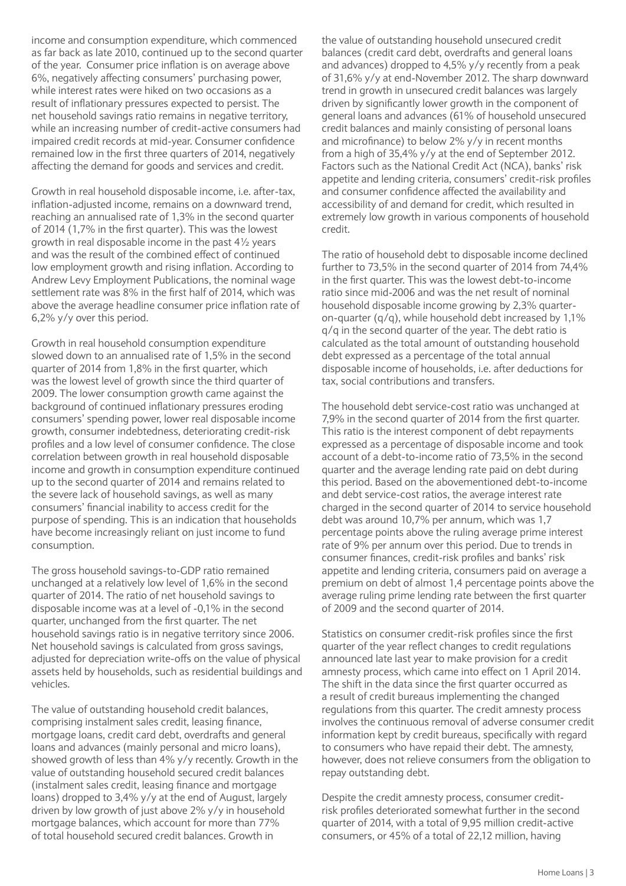income and consumption expenditure, which commenced as far back as late 2010, continued up to the second quarter of the year. Consumer price inflation is on average above 6%, negatively affecting consumers' purchasing power, while interest rates were hiked on two occasions as a result of inflationary pressures expected to persist. The net household savings ratio remains in negative territory, while an increasing number of credit-active consumers had impaired credit records at mid-year. Consumer confidence remained low in the first three quarters of 2014, negatively affecting the demand for goods and services and credit.

Growth in real household disposable income, i.e. after-tax, inflation-adjusted income, remains on a downward trend, reaching an annualised rate of 1,3% in the second quarter of 2014 (1,7% in the first quarter). This was the lowest growth in real disposable income in the past 4½ years and was the result of the combined effect of continued low employment growth and rising inflation. According to Andrew Levy Employment Publications, the nominal wage settlement rate was 8% in the first half of 2014, which was above the average headline consumer price inflation rate of 6,2% y/y over this period.

Growth in real household consumption expenditure slowed down to an annualised rate of 1,5% in the second quarter of 2014 from 1,8% in the first quarter, which was the lowest level of growth since the third quarter of 2009. The lower consumption growth came against the background of continued inflationary pressures eroding consumers' spending power, lower real disposable income growth, consumer indebtedness, deteriorating credit-risk profiles and a low level of consumer confidence. The close correlation between growth in real household disposable income and growth in consumption expenditure continued up to the second quarter of 2014 and remains related to the severe lack of household savings, as well as many consumers' financial inability to access credit for the purpose of spending. This is an indication that households have become increasingly reliant on just income to fund consumption.

The gross household savings-to-GDP ratio remained unchanged at a relatively low level of 1,6% in the second quarter of 2014. The ratio of net household savings to disposable income was at a level of -0,1% in the second quarter, unchanged from the first quarter. The net household savings ratio is in negative territory since 2006. Net household savings is calculated from gross savings, adjusted for depreciation write-offs on the value of physical assets held by households, such as residential buildings and vehicles.

The value of outstanding household credit balances, comprising instalment sales credit, leasing finance, mortgage loans, credit card debt, overdrafts and general loans and advances (mainly personal and micro loans), showed growth of less than 4% y/y recently. Growth in the value of outstanding household secured credit balances (instalment sales credit, leasing finance and mortgage loans) dropped to 3,4% y/y at the end of August, largely driven by low growth of just above 2% y/y in household mortgage balances, which account for more than 77% of total household secured credit balances. Growth in the value of outstanding household unsecured credit balances (credit card debt, overdrafts and general loans and advances) dropped to 4,5% y/y recently from a peak of 31,6% y/y at end-November 2012. The sharp downward trend in growth in unsecured credit balances was largely driven by significantly lower growth in the component of general loans and advances (61% of household unsecured credit balances and mainly consisting of personal loans and microfinance) to below 2% y/y in recent months from a high of 35,4% y/y at the end of September 2012. Factors such as the National Credit Act (NCA), banks' risk appetite and lending criteria, consumers' credit-risk profiles and consumer confidence affected the availability and accessibility of and demand for credit, which resulted in extremely low growth in various components of household credit.

The ratio of household debt to disposable income declined further to 73,5% in the second quarter of 2014 from 74,4% in the first quarter. This was the lowest debt-to-income ratio since mid-2006 and was the net result of nominal household disposable income growing by 2,3% quarter-on-quarter (q/q), while household debt increased by 1,1% q/q in the second quarter of the year. The debt ratio is calculated as the total amount of outstanding household debt expressed as a percentage of the total annual disposable income of households, i.e. after deductions for tax, social contributions and transfers.

The household debt service-cost ratio was unchanged at 7,9% in the second quarter of 2014 from the first quarter. This ratio is the interest component of debt repayments expressed as a percentage of disposable income and took account of a debt-to-income ratio of 73,5% in the second quarter and the average lending rate paid on debt during this period. Based on the abovementioned debt-to-income and debt service-cost ratios, the average interest rate charged in the second quarter of 2014 to service household debt was around 10,7% per annum, which was 1,7 percentage points above the ruling average prime interest rate of 9% per annum over this period. Due to trends in consumer finances, credit-risk profiles and banks' risk appetite and lending criteria, consumers paid on average a premium on debt of almost 1,4 percentage points above the average ruling prime lending rate between the first quarter of 2009 and the second quarter of 2014.

Statistics on consumer credit-risk profiles since the first quarter of the year reflect changes to credit regulations announced late last year to make provision for a credit amnesty process, which came into effect on 1 April 2014. The shift in the data since the first quarter occurred as a result of credit bureaus implementing the changed regulations from this quarter. The credit amnesty process involves the continuous removal of adverse consumer credit information kept by credit bureaus, specifically with regard to consumers who have repaid their debt. The amnesty, however, does not relieve consumers from the obligation to repay outstanding debt.

Despite the credit amnesty process, consumer credit-risk profiles deteriorated somewhat further in the second quarter of 2014, with a total of 9,95 million credit-active consumers, or 45% of a total of 22,12 million, having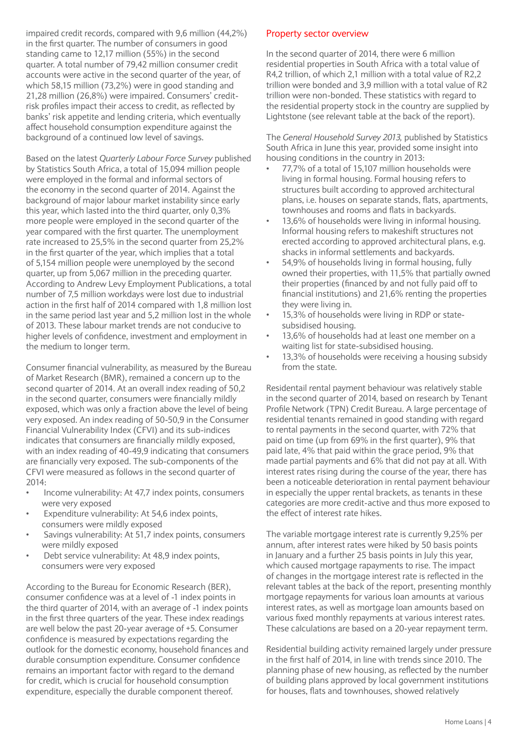impaired credit records, compared with 9,6 million (44,2%) in the first quarter. The number of consumers in good standing came to 12,17 million (55%) in the second quarter. A total number of 79,42 million consumer credit accounts were active in the second quarter of the year, of which 58,15 million (73,2%) were in good standing and 21,28 million (26,8%) were impaired. Consumers' credit-risk profiles impact their access to credit, as reflected by banks' risk appetite and lending criteria, which eventually affect household consumption expenditure against the background of a continued low level of savings.

Based on the latest *Quarterly Labour Force Survey* published by Statistics South Africa, a total of 15,094 million people were employed in the formal and informal sectors of the economy in the second quarter of 2014. Against the background of major labour market instability since early this year, which lasted into the third quarter, only 0,3% more people were employed in the second quarter of the year compared with the first quarter. The unemployment rate increased to 25,5% in the second quarter from 25,2% in the first quarter of the year, which implies that a total of 5,154 million people were unemployed by the second quarter, up from 5,067 million in the preceding quarter. According to Andrew Levy Employment Publications, a total number of 7,5 million workdays were lost due to industrial action in the first half of 2014 compared with 1,8 million lost in the same period last year and 5,2 million lost in the whole of 2013. These labour market trends are not conducive to higher levels of confidence, investment and employment in the medium to longer term.

Consumer financial vulnerability, as measured by the Bureau of Market Research (BMR), remained a concern up to the second quarter of 2014. At an overall index reading of 50,2 in the second quarter, consumers were financially mildly exposed, which was only a fraction above the level of being very exposed. An index reading of 50-50,9 in the Consumer Financial Vulnerability Index (CFVI) and its sub-indices indicates that consumers are financially mildly exposed, with an index reading of 40-49,9 indicating that consumers are financially very exposed. The sub-components of the CFVI were measured as follows in the second quarter of 2014:

- Income vulnerability: At 47,7 index points, consumers were very exposed
- Expenditure vulnerability: At 54,6 index points, consumers were mildly exposed
- Savings vulnerability: At 51,7 index points, consumers were mildly exposed
- Debt service vulnerability: At 48,9 index points, consumers were very exposed

According to the Bureau for Economic Research (BER), consumer confidence was at a level of -1 index points in the third quarter of 2014, with an average of -1 index points in the first three quarters of the year. These index readings are well below the past 20-year average of +5. Consumer confidence is measured by expectations regarding the outlook for the domestic economy, household finances and durable consumption expenditure. Consumer confidence remains an important factor with regard to the demand for credit, which is crucial for household consumption expenditure, especially the durable component thereof.

## Property sector overview

In the second quarter of 2014, there were 6 million residential properties in South Africa with a total value of R4,2 trillion, of which 2,1 million with a total value of R2,2 trillion were bonded and 3,9 million with a total value of R2 trillion were non-bonded. These statistics with regard to the residential property stock in the country are supplied by Lightstone (see relevant table at the back of the report).

The *General Household Survey 2013,* published by Statistics South Africa in June this year, provided some insight into housing conditions in the country in 2013:

- 77,7% of a total of 15,107 million households were living in formal housing. Formal housing refers to structures built according to approved architectural plans, i.e. houses on separate stands, flats, apartments, townhouses and rooms and flats in backyards.
- 13,6% of households were living in informal housing. Informal housing refers to makeshift structures not erected according to approved architectural plans, e.g. shacks in informal settlements and backyards.
- 54,9% of households living in formal housing, fully owned their properties, with 11,5% that partially owned their properties (financed by and not fully paid off to financial institutions) and 21,6% renting the properties they were living in.
- 15,3% of households were living in RDP or state-subsidised housing.
- 13,6% of households had at least one member on a waiting list for state-subsidised housing.
- 13,3% of households were receiving a housing subsidy from the state.

Residentail rental payment behaviour was relatively stable in the second quarter of 2014, based on research by Tenant Profile Network (TPN) Credit Bureau. A large percentage of residential tenants remained in good standing with regard to rental payments in the second quarter, with 72% that paid on time (up from 69% in the first quarter), 9% that paid late, 4% that paid within the grace period, 9% that made partial payments and 6% that did not pay at all. With interest rates rising during the course of the year, there has been a noticeable deterioration in rental payment behaviour in especially the upper rental brackets, as tenants in these categories are more credit-active and thus more exposed to the effect of interest rate hikes.

The variable mortgage interest rate is currently 9,25% per annum, after interest rates were hiked by 50 basis points in January and a further 25 basis points in July this year, which caused mortgage rapayments to rise. The impact of changes in the mortgage interest rate is reflected in the relevant tables at the back of the report, presenting monthly mortgage repayments for various loan amounts at various interest rates, as well as mortgage loan amounts based on various fixed monthly repayments at various interest rates. These calculations are based on a 20-year repayment term.

Residential building activity remained largely under pressure in the first half of 2014, in line with trends since 2010. The planning phase of new housing, as reflected by the number of building plans approved by local government institutions for houses, flats and townhouses, showed relatively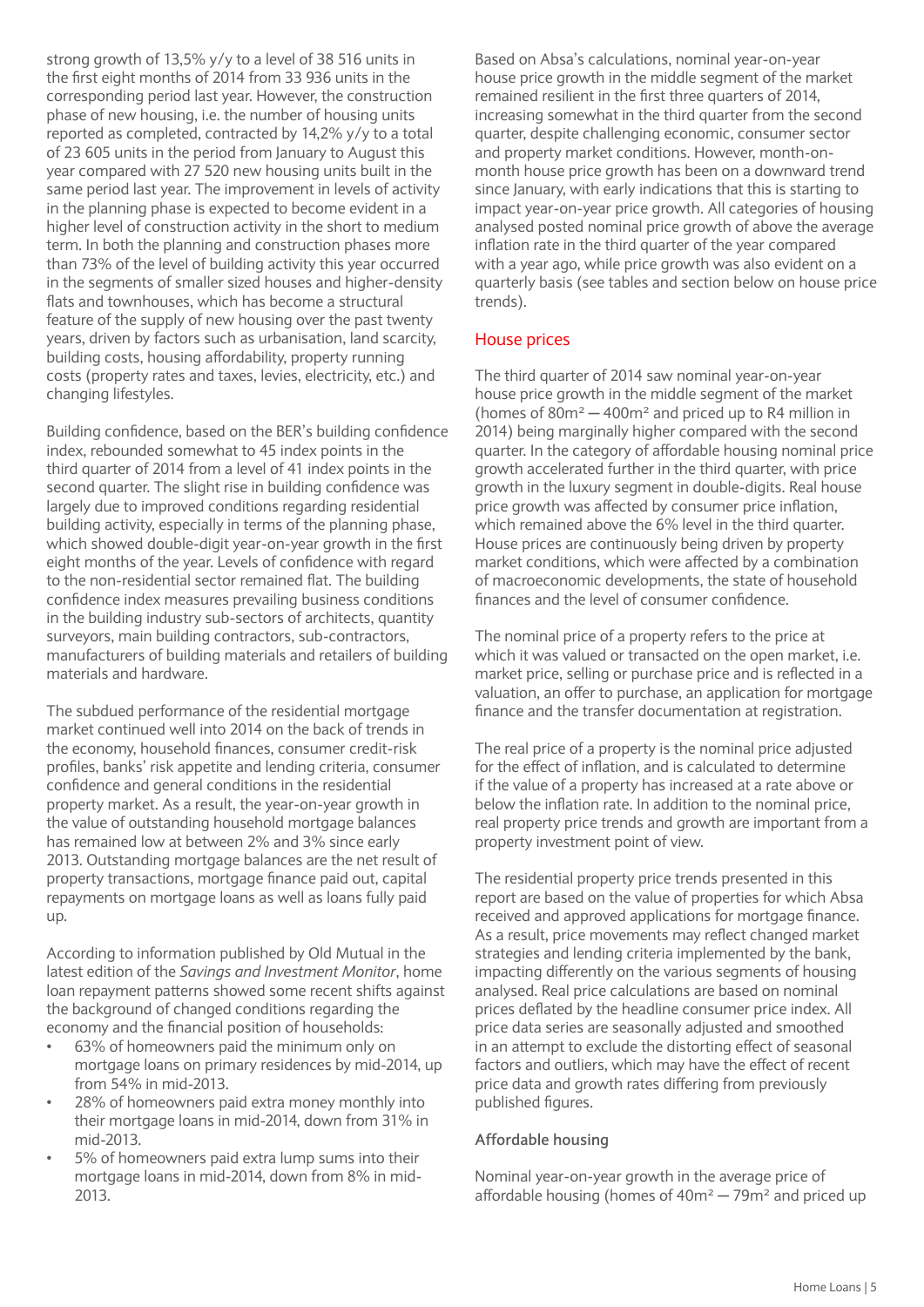strong growth of 13,5% y/y to a level of 38 516 units in the first eight months of 2014 from 33 936 units in the corresponding period last year. However, the construction phase of new housing, i.e. the number of housing units reported as completed, contracted by 14,2% y/y to a total of 23 605 units in the period from January to August this year compared with 27 520 new housing units built in the same period last year. The improvement in levels of activity in the planning phase is expected to become evident in a higher level of construction activity in the short to medium term. In both the planning and construction phases more than 73% of the level of building activity this year occurred in the segments of smaller sized houses and higher-density flats and townhouses, which has become a structural feature of the supply of new housing over the past twenty years, driven by factors such as urbanisation, land scarcity, building costs, housing affordability, property running costs (property rates and taxes, levies, electricity, etc.) and changing lifestyles.

Building confidence, based on the BER's building confidence index, rebounded somewhat to 45 index points in the third quarter of 2014 from a level of 41 index points in the second quarter. The slight rise in building confidence was largely due to improved conditions regarding residential building activity, especially in terms of the planning phase, which showed double-digit year-on-year growth in the first eight months of the year. Levels of confidence with regard to the non-residential sector remained flat. The building confidence index measures prevailing business conditions in the building industry sub-sectors of architects, quantity surveyors, main building contractors, sub-contractors, manufacturers of building materials and retailers of building materials and hardware.

The subdued performance of the residential mortgage market continued well into 2014 on the back of trends in the economy, household finances, consumer credit-risk profiles, banks' risk appetite and lending criteria, consumer confidence and general conditions in the residential property market. As a result, the year-on-year growth in the value of outstanding household mortgage balances has remained low at between 2% and 3% since early 2013. Outstanding mortgage balances are the net result of property transactions, mortgage finance paid out, capital repayments on mortgage loans as well as loans fully paid up.

According to information published by Old Mutual in the latest edition of the *Savings and Investment Monitor*, home loan repayment patterns showed some recent shifts against the background of changed conditions regarding the economy and the financial position of households:

- 63% of homeowners paid the minimum only on mortgage loans on primary residences by mid-2014, up from 54% in mid-2013.
- 28% of homeowners paid extra money monthly into their mortgage loans in mid-2014, down from 31% in mid-2013.
- 5% of homeowners paid extra lump sums into their mortgage loans in mid-2014, down from 8% in mid-2013.

Based on Absa's calculations, nominal year-on-year house price growth in the middle segment of the market remained resilient in the first three quarters of 2014, increasing somewhat in the third quarter from the second quarter, despite challenging economic, consumer sector and property market conditions. However, month-on-month house price growth has been on a downward trend since January, with early indications that this is starting to impact year-on-year price growth. All categories of housing analysed posted nominal price growth of above the average inflation rate in the third quarter of the year compared with a year ago, while price growth was also evident on a quarterly basis (see tables and section below on house price trends).

## House prices

The third quarter of 2014 saw nominal year-on-year house price growth in the middle segment of the market (homes of 80m² — 400m² and priced up to R4 million in 2014) being marginally higher compared with the second quarter. In the category of affordable housing nominal price growth accelerated further in the third quarter, with price growth in the luxury segment in double-digits. Real house price growth was affected by consumer price inflation, which remained above the 6% level in the third quarter. House prices are continuously being driven by property market conditions, which were affected by a combination of macroeconomic developments, the state of household finances and the level of consumer confidence.

The nominal price of a property refers to the price at which it was valued or transacted on the open market, i.e. market price, selling or purchase price and is reflected in a valuation, an offer to purchase, an application for mortgage finance and the transfer documentation at registration.

The real price of a property is the nominal price adjusted for the effect of inflation, and is calculated to determine if the value of a property has increased at a rate above or below the inflation rate. In addition to the nominal price, real property price trends and growth are important from a property investment point of view.

The residential property price trends presented in this report are based on the value of properties for which Absa received and approved applications for mortgage finance. As a result, price movements may reflect changed market strategies and lending criteria implemented by the bank, impacting differently on the various segments of housing analysed. Real price calculations are based on nominal prices deflated by the headline consumer price index. All price data series are seasonally adjusted and smoothed in an attempt to exclude the distorting effect of seasonal factors and outliers, which may have the effect of recent price data and growth rates differing from previously published figures.

### Affordable housing

Nominal year-on-year growth in the average price of affordable housing (homes of 40m² — 79m² and priced up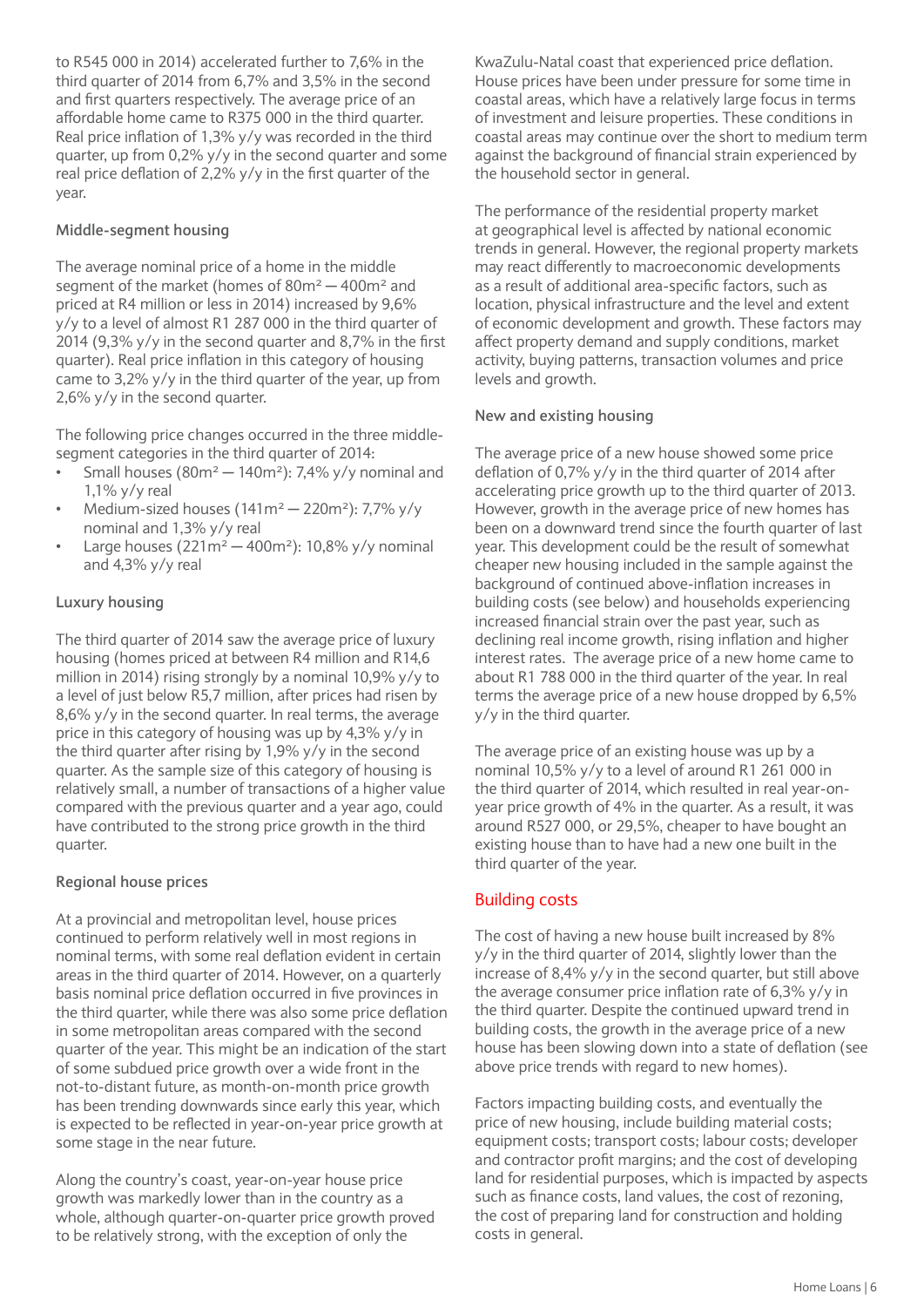to R545 000 in 2014) accelerated further to 7,6% in the third quarter of 2014 from 6,7% and 3,5% in the second and first quarters respectively. The average price of an affordable home came to R375 000 in the third quarter. Real price inflation of 1,3% y/y was recorded in the third quarter, up from 0,2% y/y in the second quarter and some real price deflation of 2,2% y/y in the first quarter of the year.

### Middle-segment housing

The average nominal price of a home in the middle segment of the market (homes of 80m² — 400m² and priced at R4 million or less in 2014) increased by 9,6% y/y to a level of almost R1 287 000 in the third quarter of 2014 (9,3% y/y in the second quarter and 8,7% in the first quarter). Real price inflation in this category of housing came to 3,2% y/y in the third quarter of the year, up from 2,6% y/y in the second quarter.

The following price changes occurred in the three middle-segment categories in the third quarter of 2014:

- Small houses (80m² — 140m²): 7,4% y/y nominal and 1,1% y/y real
- Medium-sized houses (141m² — 220m²): 7,7% y/y nominal and 1,3% y/y real
- Large houses (221m² — 400m²): 10,8% y/y nominal and 4,3% y/y real

### Luxury housing

The third quarter of 2014 saw the average price of luxury housing (homes priced at between R4 million and R14,6 million in 2014) rising strongly by a nominal 10,9% y/y to a level of just below R5,7 million, after prices had risen by 8,6% y/y in the second quarter. In real terms, the average price in this category of housing was up by 4,3% y/y in the third quarter after rising by 1,9% y/y in the second quarter. As the sample size of this category of housing is relatively small, a number of transactions of a higher value compared with the previous quarter and a year ago, could have contributed to the strong price growth in the third quarter.

### Regional house prices

At a provincial and metropolitan level, house prices continued to perform relatively well in most regions in nominal terms, with some real deflation evident in certain areas in the third quarter of 2014. However, on a quarterly basis nominal price deflation occurred in five provinces in the third quarter, while there was also some price deflation in some metropolitan areas compared with the second quarter of the year. This might be an indication of the start of some subdued price growth over a wide front in the not-to-distant future, as month-on-month price growth has been trending downwards since early this year, which is expected to be reflected in year-on-year price growth at some stage in the near future.

Along the country's coast, year-on-year house price growth was markedly lower than in the country as a whole, although quarter-on-quarter price growth proved to be relatively strong, with the exception of only the KwaZulu-Natal coast that experienced price deflation. House prices have been under pressure for some time in coastal areas, which have a relatively large focus in terms of investment and leisure properties. These conditions in coastal areas may continue over the short to medium term against the background of financial strain experienced by the household sector in general.

The performance of the residential property market at geographical level is affected by national economic trends in general. However, the regional property markets may react differently to macroeconomic developments as a result of additional area-specific factors, such as location, physical infrastructure and the level and extent of economic development and growth. These factors may affect property demand and supply conditions, market activity, buying patterns, transaction volumes and price levels and growth.

### New and existing housing

The average price of a new house showed some price deflation of 0,7% y/y in the third quarter of 2014 after accelerating price growth up to the third quarter of 2013. However, growth in the average price of new homes has been on a downward trend since the fourth quarter of last year. This development could be the result of somewhat cheaper new housing included in the sample against the background of continued above-inflation increases in building costs (see below) and households experiencing increased financial strain over the past year, such as declining real income growth, rising inflation and higher interest rates. The average price of a new home came to about R1 788 000 in the third quarter of the year. In real terms the average price of a new house dropped by 6,5% y/y in the third quarter.

The average price of an existing house was up by a nominal 10,5% y/y to a level of around R1 261 000 in the third quarter of 2014, which resulted in real year-on-year price growth of 4% in the quarter. As a result, it was around R527 000, or 29,5%, cheaper to have bought an existing house than to have had a new one built in the third quarter of the year.

## Building costs

The cost of having a new house built increased by 8% y/y in the third quarter of 2014, slightly lower than the increase of 8,4% y/y in the second quarter, but still above the average consumer price inflation rate of 6,3% y/y in the third quarter. Despite the continued upward trend in building costs, the growth in the average price of a new house has been slowing down into a state of deflation (see above price trends with regard to new homes).

Factors impacting building costs, and eventually the price of new housing, include building material costs; equipment costs; transport costs; labour costs; developer and contractor profit margins; and the cost of developing land for residential purposes, which is impacted by aspects such as finance costs, land values, the cost of rezoning, the cost of preparing land for construction and holding costs in general.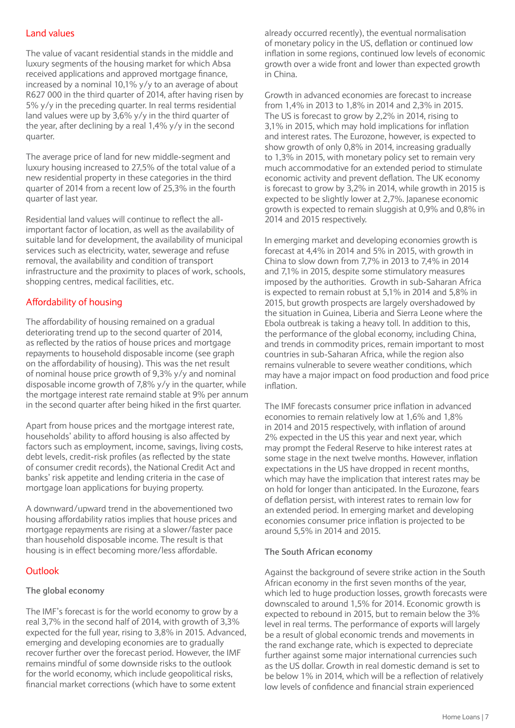## Land values

The value of vacant residential stands in the middle and luxury segments of the housing market for which Absa received applications and approved mortgage finance, increased by a nominal 10,1% y/y to an average of about R627 000 in the third quarter of 2014, after having risen by 5% y/y in the preceding quarter. In real terms residential land values were up by 3,6% y/y in the third quarter of the year, after declining by a real 1,4% y/y in the second quarter.

The average price of land for new middle-segment and luxury housing increased to 27,5% of the total value of a new residential property in these categories in the third quarter of 2014 from a recent low of 25,3% in the fourth quarter of last year.

Residential land values will continue to reflect the all-important factor of location, as well as the availability of suitable land for development, the availability of municipal services such as electricity, water, sewerage and refuse removal, the availability and condition of transport infrastructure and the proximity to places of work, schools, shopping centres, medical facilities, etc.

## Affordability of housing

The affordability of housing remained on a gradual deteriorating trend up to the second quarter of 2014, as reflected by the ratios of house prices and mortgage repayments to household disposable income (see graph on the affordability of housing). This was the net result of nominal house price growth of 9,3% y/y and nominal disposable income growth of 7,8% y/y in the quarter, while the mortgage interest rate remaind stable at 9% per annum in the second quarter after being hiked in the first quarter.

Apart from house prices and the mortgage interest rate, households' ability to afford housing is also affected by factors such as employment, income, savings, living costs, debt levels, credit-risk profiles (as reflected by the state of consumer credit records), the National Credit Act and banks' risk appetite and lending criteria in the case of mortgage loan applications for buying property.

A downward/upward trend in the abovementioned two housing affordability ratios implies that house prices and mortgage repayments are rising at a slower/faster pace than household disposable income. The result is that housing is in effect becoming more/less affordable.

## Outlook

### The global economy

The IMF's forecast is for the world economy to grow by a real 3,7% in the second half of 2014, with growth of 3,3% expected for the full year, rising to 3,8% in 2015. Advanced, emerging and developing economies are to gradually recover further over the forecast period. However, the IMF remains mindful of some downside risks to the outlook for the world economy, which include geopolitical risks, financial market corrections (which have to some extent already occurred recently), the eventual normalisation of monetary policy in the US, deflation or continued low inflation in some regions, continued low levels of economic growth over a wide front and lower than expected growth in China.

Growth in advanced economies are forecast to increase from 1,4% in 2013 to 1,8% in 2014 and 2,3% in 2015. The US is forecast to grow by 2,2% in 2014, rising to 3,1% in 2015, which may hold implications for inflation and interest rates. The Eurozone, however, is expected to show growth of only 0,8% in 2014, increasing gradually to 1,3% in 2015, with monetary policy set to remain very much accommodative for an extended period to stimulate economic activity and prevent deflation. The UK economy is forecast to grow by 3,2% in 2014, while growth in 2015 is expected to be slightly lower at 2,7%. Japanese economic growth is expected to remain sluggish at 0,9% and 0,8% in 2014 and 2015 respectively.

In emerging market and developing economies growth is forecast at 4,4% in 2014 and 5% in 2015, with growth in China to slow down from 7,7% in 2013 to 7,4% in 2014 and 7,1% in 2015, despite some stimulatory measures imposed by the authorities. Growth in sub-Saharan Africa is expected to remain robust at 5,1% in 2014 and 5,8% in 2015, but growth prospects are largely overshadowed by the situation in Guinea, Liberia and Sierra Leone where the Ebola outbreak is taking a heavy toll. In addition to this, the performance of the global economy, including China, and trends in commodity prices, remain important to most countries in sub-Saharan Africa, while the region also remains vulnerable to severe weather conditions, which may have a major impact on food production and food price inflation.

The IMF forecasts consumer price inflation in advanced economies to remain relatively low at 1,6% and 1,8% in 2014 and 2015 respectively, with inflation of around 2% expected in the US this year and next year, which may prompt the Federal Reserve to hike interest rates at some stage in the next twelve months. However, inflation expectations in the US have dropped in recent months, which may have the implication that interest rates may be on hold for longer than anticipated. In the Eurozone, fears of deflation persist, with interest rates to remain low for an extended period. In emerging market and developing economies consumer price inflation is projected to be around 5,5% in 2014 and 2015.

### The South African economy

Against the background of severe strike action in the South African economy in the first seven months of the year, which led to huge production losses, growth forecasts were downscaled to around 1,5% for 2014. Economic growth is expected to rebound in 2015, but to remain below the 3% level in real terms. The performance of exports will largely be a result of global economic trends and movements in the rand exchange rate, which is expected to depreciate further against some major international currencies such as the US dollar. Growth in real domestic demand is set to be below 1% in 2014, which will be a reflection of relatively low levels of confidence and financial strain experienced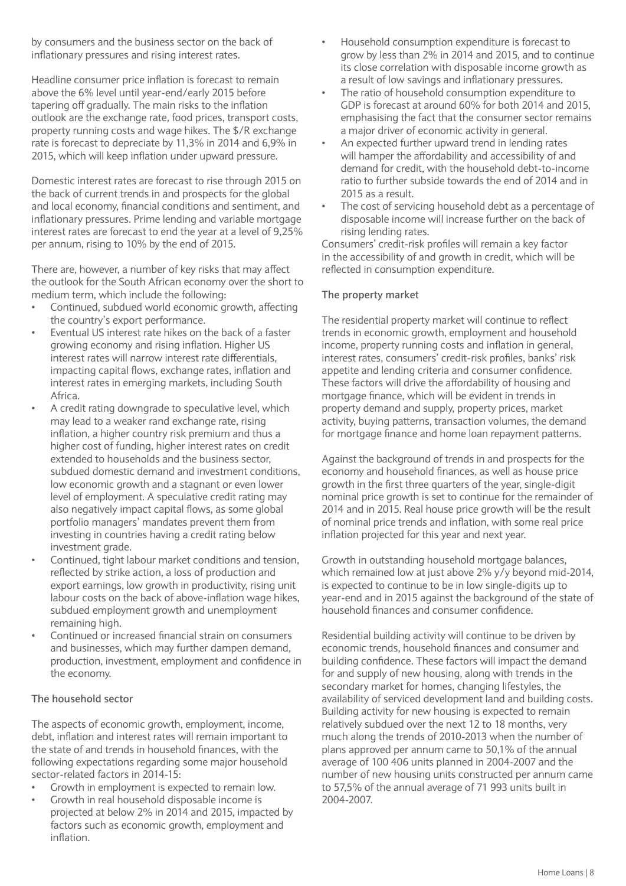by consumers and the business sector on the back of inflationary pressures and rising interest rates.

Headline consumer price inflation is forecast to remain above the 6% level until year-end/early 2015 before tapering off gradually. The main risks to the inflation outlook are the exchange rate, food prices, transport costs, property running costs and wage hikes. The $/R exchange rate is forecast to depreciate by 11,3% in 2014 and 6,9% in 2015, which will keep inflation under upward pressure.

Domestic interest rates are forecast to rise through 2015 on the back of current trends in and prospects for the global and local economy, financial conditions and sentiment, and inflationary pressures. Prime lending and variable mortgage interest rates are forecast to end the year at a level of 9,25% per annum, rising to 10% by the end of 2015.

There are, however, a number of key risks that may affect the outlook for the South African economy over the short to medium term, which include the following:

- Continued, subdued world economic growth, affecting the country's export performance.
- Eventual US interest rate hikes on the back of a faster growing economy and rising inflation. Higher US interest rates will narrow interest rate differentials, impacting capital flows, exchange rates, inflation and interest rates in emerging markets, including South Africa.
- A credit rating downgrade to speculative level, which may lead to a weaker rand exchange rate, rising inflation, a higher country risk premium and thus a higher cost of funding, higher interest rates on credit extended to households and the business sector, subdued domestic demand and investment conditions, low economic growth and a stagnant or even lower level of employment. A speculative credit rating may also negatively impact capital flows, as some global portfolio managers' mandates prevent them from investing in countries having a credit rating below investment grade.
- Continued, tight labour market conditions and tension, reflected by strike action, a loss of production and export earnings, low growth in productivity, rising unit labour costs on the back of above-inflation wage hikes, subdued employment growth and unemployment remaining high.
- Continued or increased financial strain on consumers and businesses, which may further dampen demand, production, investment, employment and confidence in the economy.

### The household sector

The aspects of economic growth, employment, income, debt, inflation and interest rates will remain important to the state of and trends in household finances, with the following expectations regarding some major household sector-related factors in 2014-15:

- Growth in employment is expected to remain low.
- Growth in real household disposable income is projected at below 2% in 2014 and 2015, impacted by factors such as economic growth, employment and inflation.
- Household consumption expenditure is forecast to grow by less than 2% in 2014 and 2015, and to continue its close correlation with disposable income growth as a result of low savings and inflationary pressures.
- The ratio of household consumption expenditure to GDP is forecast at around 60% for both 2014 and 2015, emphasising the fact that the consumer sector remains a major driver of economic activity in general.
- An expected further upward trend in lending rates will hamper the affordability and accessibility of and demand for credit, with the household debt-to-income ratio to further subside towards the end of 2014 and in 2015 as a result.
- The cost of servicing household debt as a percentage of disposable income will increase further on the back of rising lending rates.

Consumers' credit-risk profiles will remain a key factor in the accessibility of and growth in credit, which will be reflected in consumption expenditure.

### The property market

The residential property market will continue to reflect trends in economic growth, employment and household income, property running costs and inflation in general, interest rates, consumers' credit-risk profiles, banks' risk appetite and lending criteria and consumer confidence. These factors will drive the affordability of housing and mortgage finance, which will be evident in trends in property demand and supply, property prices, market activity, buying patterns, transaction volumes, the demand for mortgage finance and home loan repayment patterns.

Against the background of trends in and prospects for the economy and household finances, as well as house price growth in the first three quarters of the year, single-digit nominal price growth is set to continue for the remainder of 2014 and in 2015. Real house price growth will be the result of nominal price trends and inflation, with some real price inflation projected for this year and next year.

Growth in outstanding household mortgage balances, which remained low at just above 2% y/y beyond mid-2014, is expected to continue to be in low single-digits up to year-end and in 2015 against the background of the state of household finances and consumer confidence.

Residential building activity will continue to be driven by economic trends, household finances and consumer and building confidence. These factors will impact the demand for and supply of new housing, along with trends in the secondary market for homes, changing lifestyles, the availability of serviced development land and building costs. Building activity for new housing is expected to remain relatively subdued over the next 12 to 18 months, very much along the trends of 2010-2013 when the number of plans approved per annum came to 50,1% of the annual average of 100 406 units planned in 2004-2007 and the number of new housing units constructed per annum came to 57,5% of the annual average of 71 993 units built in 2004-2007.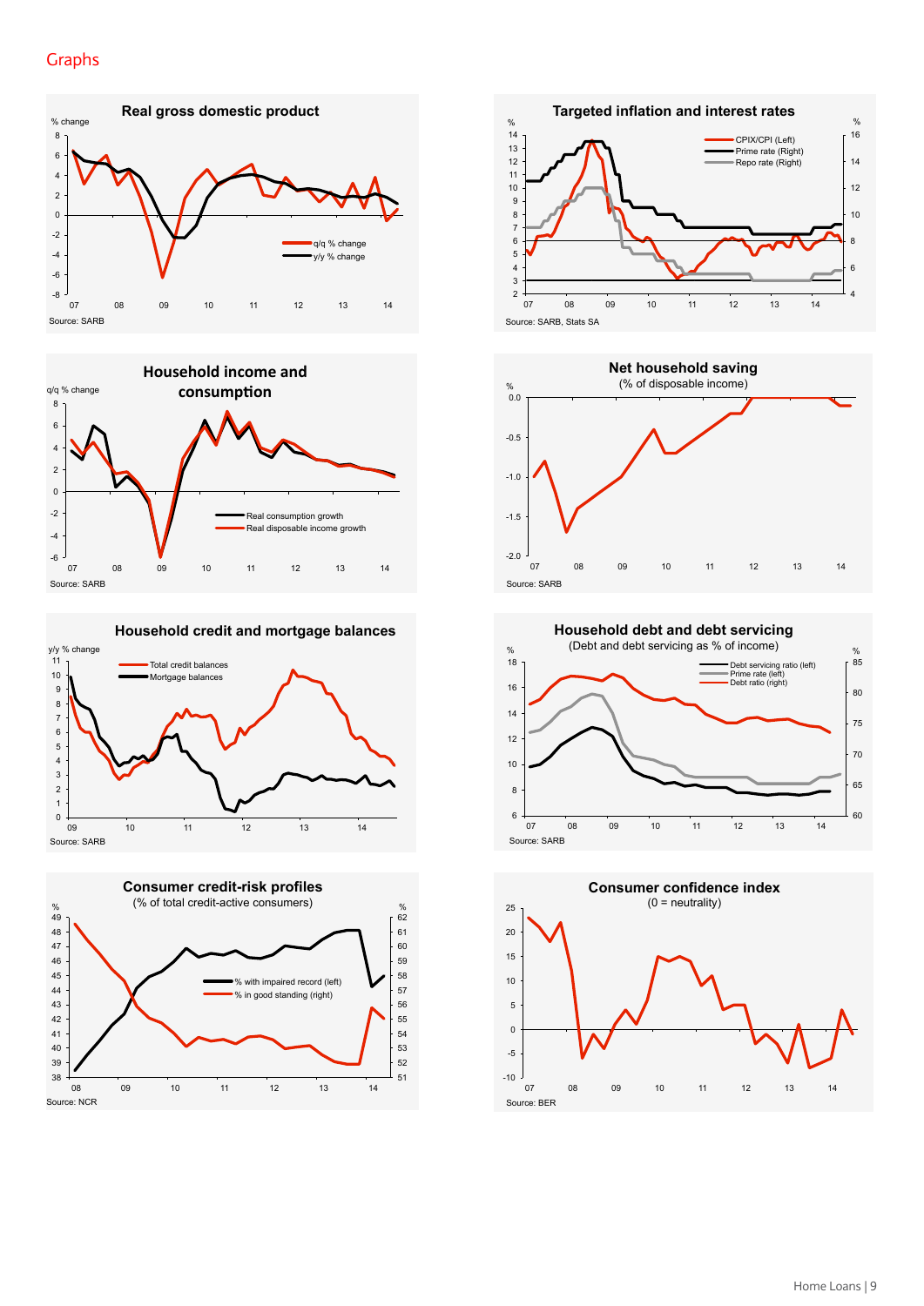# Graphs

**Real gross domestic product**

% change

- q/q % change
- y/y % change

Source: SARB

**Targeted inflation and interest rates**

- CPIX/CPI (Left)
- Prime rate (Right)
- Repo rate (Right)

Source: SARB, Stats SA

**Household income and consumption**

q/q % change

- Real consumption growth
- Real disposable income growth

Source: SARB

**Net household saving**

(% of disposable income)

Source: SARB

**Household credit and mortgage balances**

y/y % change

- Total credit balances
- Mortgage balances

Source: SARB

**Household debt and debt servicing**

(Debt and debt servicing as % of income)

- Debt servicing ratio (left)
- Prime rate (left)
- Debt ratio (right)

Source: SARB

**Consumer credit-risk profiles**

(% of total credit-active consumers)

- % with impaired record (left)
- % in good standing (right)

Source: NCR

**Consumer confidence index**

(0 = neutrality)

Source: BER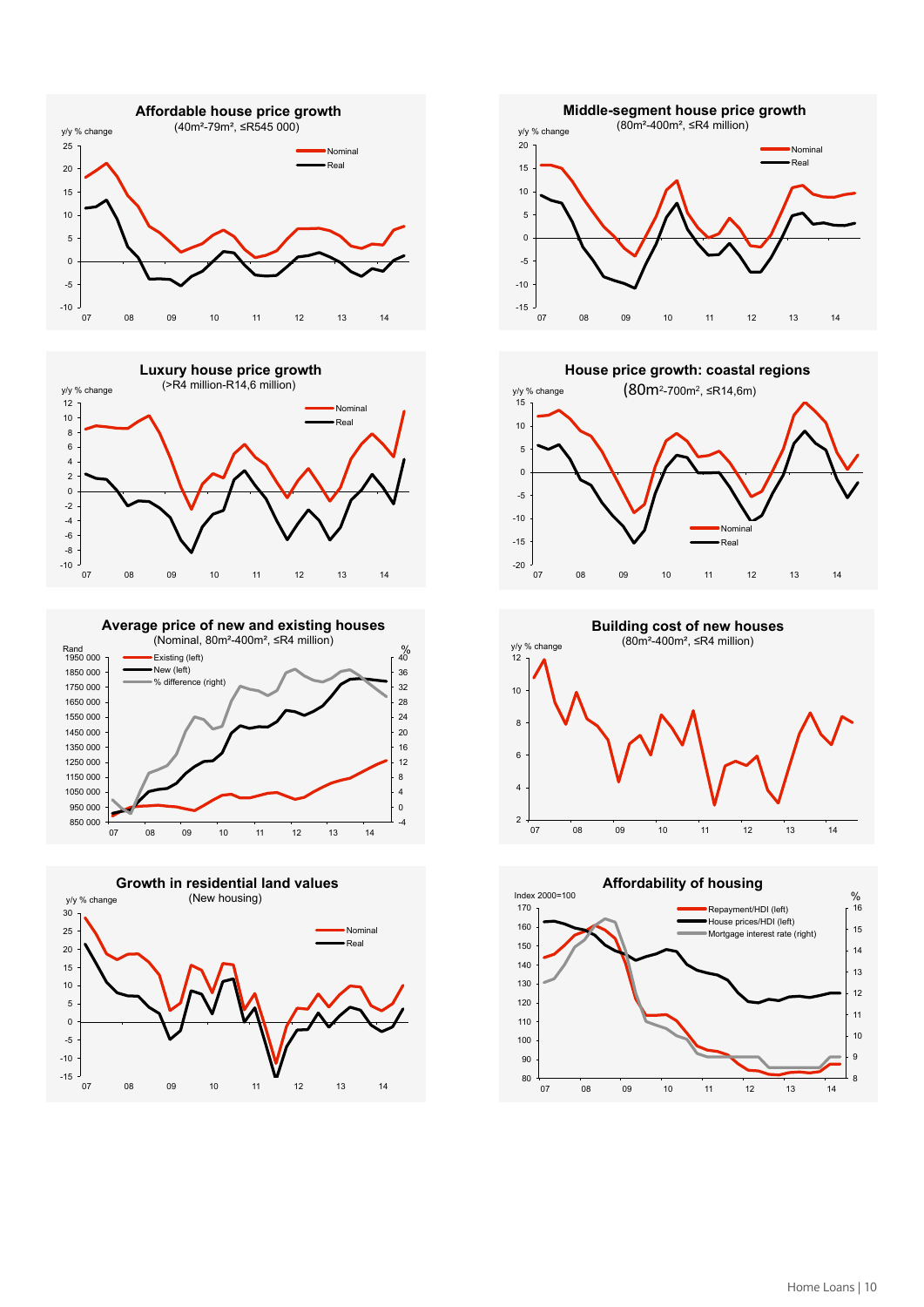**Affordable house price growth**
(40m²-79m², ≤R545 000)

y/y % change

Nominal
Real

**Middle-segment house price growth**
(80m²-400m², ≤R4 million)

y/y % change

Nominal
Real

**Luxury house price growth**
(>R4 million-R14,6 million)

y/y % change

Nominal
Real

**House price growth: coastal regions**
(80m²-700m², ≤R14,6m)

y/y % change

Nominal
Real

**Average price of new and existing houses**
(Nominal, 80m²-400m², ≤R4 million)

Rand

Existing (left)
New (left)
% difference (right)

**Building cost of new houses**
(80m²-400m², ≤R4 million)

y/y % change

**Growth in residential land values**
(New housing)

y/y % change

Nominal
Real

**Affordability of housing**

Index 2000=100

Repayment/HDI (left)
House prices/HDI (left)
Mortgage interest rate (right)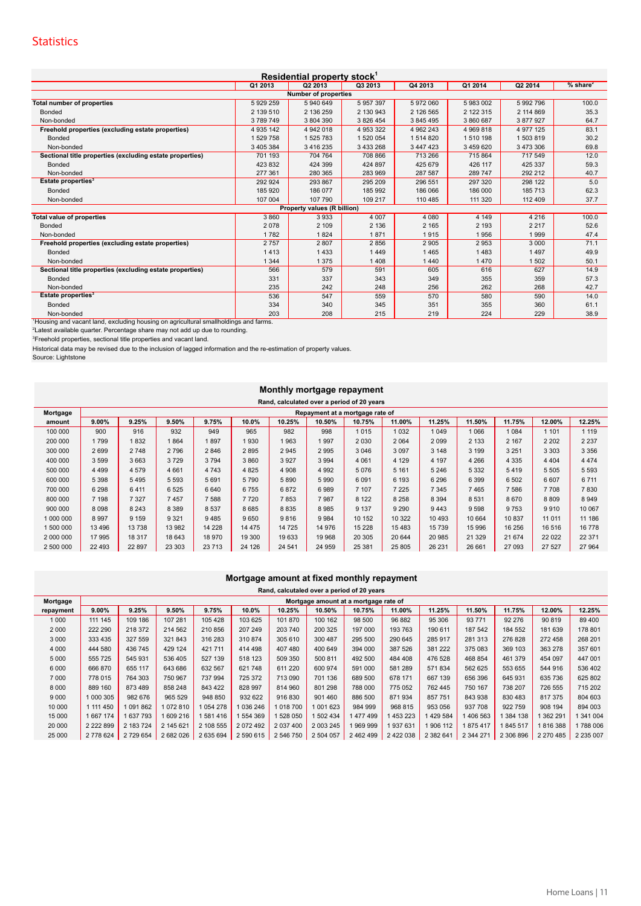# Statistics

| Residential property stock[1] | Q1 2013 | Q2 2013 | Q3 2013 | Q4 2013 | Q1 2014 | Q2 2014 | % share[2] |
|---|---|---|---|---|---|---|---|
| **Number of properties** | | | | | | | |
| **Total number of properties** | 5 929 259 | 5 940 649 | 5 957 397 | 5 972 060 | 5 983 002 | 5 992 796 | 100.0 |
| Bonded | 2 139 510 | 2 136 259 | 2 130 943 | 2 126 565 | 2 122 315 | 2 114 869 | 35.3 |
| Non-bonded | 3 789 749 | 3 804 390 | 3 826 454 | 3 845 495 | 3 860 687 | 3 877 927 | 64.7 |
| **Freehold properties (excluding estate properties)** | 4 935 142 | 4 942 018 | 4 953 322 | 4 962 243 | 4 969 818 | 4 977 125 | 83.1 |
| Bonded | 1 529 758 | 1 525 783 | 1 520 054 | 1 514 820 | 1 510 198 | 1 503 819 | 30.2 |
| Non-bonded | 3 405 384 | 3 416 235 | 3 433 268 | 3 447 423 | 3 459 620 | 3 473 306 | 69.8 |
| **Sectional title properties (excluding estate properties)** | 701 193 | 704 764 | 708 866 | 713 266 | 715 864 | 717 549 | 12.0 |
| Bonded | 423 832 | 424 399 | 424 897 | 425 679 | 426 117 | 425 337 | 59.3 |
| Non-bonded | 277 361 | 280 365 | 283 969 | 287 587 | 289 747 | 292 212 | 40.7 |
| **Estate properties[3]** | 292 924 | 293 867 | 295 209 | 296 551 | 297 320 | 298 122 | 5.0 |
| Bonded | 185 920 | 186 077 | 185 992 | 186 066 | 186 000 | 185 713 | 62.3 |
| Non-bonded | 107 004 | 107 790 | 109 217 | 110 485 | 111 320 | 112 409 | 37.7 |
| **Property values (R billion)** | | | | | | | |
| **Total value of properties** | 3 860 | 3 933 | 4 007 | 4 080 | 4 149 | 4 216 | 100.0 |
| Bonded | 2 078 | 2 109 | 2 136 | 2 165 | 2 193 | 2 217 | 52.6 |
| Non-bonded | 1 782 | 1 824 | 1 871 | 1 915 | 1 956 | 1 999 | 47.4 |
| **Freehold properties (excluding estate properties)** | 2 757 | 2 807 | 2 856 | 2 905 | 2 953 | 3 000 | 71.1 |
| Bonded | 1 413 | 1 433 | 1 449 | 1 465 | 1 483 | 1 497 | 49.9 |
| Non-bonded | 1 344 | 1 375 | 1 408 | 1 440 | 1 470 | 1 502 | 50.1 |
| **Sectional title properties (excluding estate properties)** | 566 | 579 | 591 | 605 | 616 | 627 | 14.9 |
| Bonded | 331 | 337 | 343 | 349 | 355 | 359 | 57.3 |
| Non-bonded | 235 | 242 | 248 | 256 | 262 | 268 | 42.7 |
| **Estate properties[3]** | 536 | 547 | 559 | 570 | 580 | 590 | 14.0 |
| Bonded | 334 | 340 | 345 | 351 | 355 | 360 | 61.1 |
| Non-bonded | 203 | 208 | 215 | 219 | 224 | 229 | 38.9 |

[1]Housing and vacant land, excluding housing on agricultural smallholdings and farms.
[2]Latest available quarter. Percentage share may not add up due to rounding.
[3]Freehold properties, sectional title properties and vacant land.
Historical data may be revised due to the inclusion of lagged information and the re-estimation of property values.
Source: Lightstone

## Monthly mortgage repayment

Rand, calculated over a period of 20 years

| Mortgage amount | Repayment at a mortgage rate of | | | | | | | | | | | | | |
|---|---|---|---|---|---|---|---|---|---|---|---|---|---|---|
| | 9.00% | 9.25% | 9.50% | 9.75% | 10.0% | 10.25% | 10.50% | 10.75% | 11.00% | 11.25% | 11.50% | 11.75% | 12.00% | 12.25% |
| 100 000 | 900 | 916 | 932 | 949 | 965 | 982 | 998 | 1 015 | 1 032 | 1 049 | 1 066 | 1 084 | 1 101 | 1 119 |
| 200 000 | 1 799 | 1 832 | 1 864 | 1 897 | 1 930 | 1 963 | 1 997 | 2 030 | 2 064 | 2 099 | 2 133 | 2 167 | 2 202 | 2 237 |
| 300 000 | 2 699 | 2 748 | 2 796 | 2 846 | 2 895 | 2 945 | 2 995 | 3 046 | 3 097 | 3 148 | 3 199 | 3 251 | 3 303 | 3 356 |
| 400 000 | 3 599 | 3 663 | 3 729 | 3 794 | 3 860 | 3 927 | 3 994 | 4 061 | 4 129 | 4 197 | 4 266 | 4 335 | 4 404 | 4 474 |
| 500 000 | 4 499 | 4 579 | 4 661 | 4 743 | 4 825 | 4 908 | 4 992 | 5 076 | 5 161 | 5 246 | 5 332 | 5 419 | 5 505 | 5 593 |
| 600 000 | 5 398 | 5 495 | 5 593 | 5 691 | 5 790 | 5 890 | 5 990 | 6 091 | 6 193 | 6 296 | 6 399 | 6 502 | 6 607 | 6 711 |
| 700 000 | 6 298 | 6 411 | 6 525 | 6 640 | 6 755 | 6 872 | 6 989 | 7 107 | 7 225 | 7 345 | 7 465 | 7 586 | 7 708 | 7 830 |
| 800 000 | 7 198 | 7 327 | 7 457 | 7 588 | 7 720 | 7 853 | 7 987 | 8 122 | 8 258 | 8 394 | 8 531 | 8 670 | 8 809 | 8 949 |
| 900 000 | 8 098 | 8 243 | 8 389 | 8 537 | 8 685 | 8 835 | 8 985 | 9 137 | 9 290 | 9 443 | 9 598 | 9 753 | 9 910 | 10 067 |
| 1 000 000 | 8 997 | 9 159 | 9 321 | 9 485 | 9 650 | 9 816 | 9 984 | 10 152 | 10 322 | 10 493 | 10 664 | 10 837 | 11 011 | 11 186 |
| 1 500 000 | 13 496 | 13 738 | 13 982 | 14 228 | 14 475 | 14 725 | 14 976 | 15 228 | 15 483 | 15 739 | 15 996 | 16 256 | 16 516 | 16 778 |
| 2 000 000 | 17 995 | 18 317 | 18 643 | 18 970 | 19 300 | 19 633 | 19 968 | 20 305 | 20 644 | 20 985 | 21 329 | 21 674 | 22 022 | 22 371 |
| 2 500 000 | 22 493 | 22 897 | 23 303 | 23 713 | 24 126 | 24 541 | 24 959 | 25 381 | 25 805 | 26 231 | 26 661 | 27 093 | 27 527 | 27 964 |

## Mortgage amount at fixed monthly repayment

Rand, calculated over a period of 20 years

| Mortgage repayment | Mortgage amount at a mortgage rate of | | | | | | | | | | | | | |
|---|---|---|---|---|---|---|---|---|---|---|---|---|---|---|
| | 9.00% | 9.25% | 9.50% | 9.75% | 10.0% | 10.25% | 10.50% | 10.75% | 11.00% | 11.25% | 11.50% | 11.75% | 12.00% | 12.25% |
| 1 000 | 111 145 | 109 186 | 107 281 | 105 428 | 103 625 | 101 870 | 100 162 | 98 500 | 96 882 | 95 306 | 93 771 | 92 276 | 90 819 | 89 400 |
| 2 000 | 222 290 | 218 372 | 214 562 | 210 856 | 207 249 | 203 740 | 200 325 | 197 000 | 193 763 | 190 611 | 187 542 | 184 552 | 181 639 | 178 801 |
| 3 000 | 333 435 | 327 559 | 321 843 | 316 283 | 310 874 | 305 610 | 300 487 | 295 500 | 290 645 | 285 917 | 281 313 | 276 828 | 272 458 | 268 201 |
| 4 000 | 444 580 | 436 745 | 429 124 | 421 711 | 414 498 | 407 480 | 400 649 | 394 000 | 387 526 | 381 222 | 375 083 | 369 103 | 363 278 | 357 601 |
| 5 000 | 555 725 | 545 931 | 536 405 | 527 139 | 518 123 | 509 350 | 500 811 | 492 500 | 484 408 | 476 528 | 468 854 | 461 379 | 454 097 | 447 001 |
| 6 000 | 666 870 | 655 117 | 643 686 | 632 567 | 621 748 | 611 220 | 600 974 | 591 000 | 581 289 | 571 834 | 562 625 | 553 655 | 544 916 | 536 402 |
| 7 000 | 778 015 | 764 303 | 750 967 | 737 994 | 725 372 | 713 090 | 701 136 | 689 500 | 678 171 | 667 139 | 656 396 | 645 931 | 635 736 | 625 802 |
| 8 000 | 889 160 | 873 489 | 858 248 | 843 422 | 828 997 | 814 960 | 801 298 | 788 000 | 775 052 | 762 445 | 750 167 | 738 207 | 726 555 | 715 202 |
| 9 000 | 1 000 305 | 982 676 | 965 529 | 948 850 | 932 622 | 916 830 | 901 460 | 886 500 | 871 934 | 857 751 | 843 938 | 830 483 | 817 375 | 804 603 |
| 10 000 | 1 111 450 | 1 091 862 | 1 072 810 | 1 054 278 | 1 036 246 | 1 018 700 | 1 001 623 | 984 999 | 968 815 | 953 056 | 937 708 | 922 759 | 908 194 | 894 003 |
| 15 000 | 1 667 174 | 1 637 793 | 1 609 216 | 1 581 416 | 1 554 369 | 1 528 050 | 1 502 434 | 1 477 499 | 1 453 223 | 1 429 584 | 1 406 563 | 1 384 138 | 1 362 291 | 1 341 004 |
| 20 000 | 2 222 899 | 2 183 724 | 2 145 621 | 2 108 555 | 2 072 492 | 2 037 400 | 2 003 245 | 1 969 999 | 1 937 631 | 1 906 112 | 1 875 417 | 1 845 517 | 1 816 388 | 1 788 006 |
| 25 000 | 2 778 624 | 2 729 654 | 2 682 026 | 2 635 694 | 2 590 615 | 2 546 750 | 2 504 057 | 2 462 499 | 2 422 038 | 2 382 641 | 2 344 271 | 2 306 896 | 2 270 485 | 2 235 007 |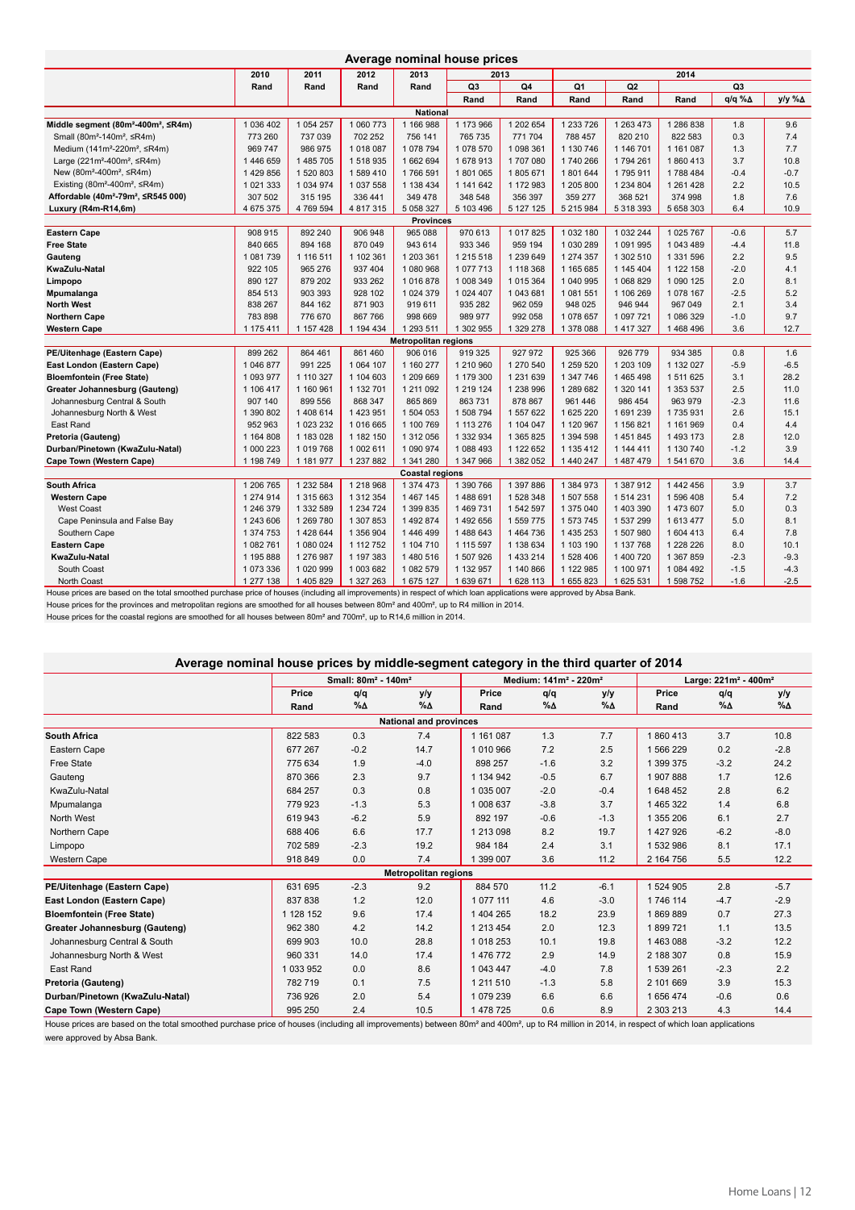## Average nominal house prices

| | 2010 | 2011 | 2012 | 2013 | 2013 | | 2014 | | | | |
|---|---|---|---|---|---|---|---|---|---|---|---|
| | Rand | Rand | Rand | Rand | Q3 | Q4 | Q1 | Q2 | Q3 | | |
| | | | | | Rand | Rand | Rand | Rand | Rand | q/q %Δ | y/y %Δ |
| **National** | | | | | | | | | | | |
| **Middle segment (80m²-400m², ≤R4m)** | 1 036 402 | 1 054 257 | 1 060 773 | 1 166 988 | 1 173 966 | 1 202 654 | 1 233 726 | 1 263 473 | 1 286 838 | 1.8 | 9.6 |
| Small (80m²-140m², ≤R4m) | 773 260 | 737 039 | 702 252 | 756 141 | 765 735 | 771 704 | 788 457 | 820 210 | 822 583 | 0.3 | 7.4 |
| Medium (141m²-220m², ≤R4m) | 969 747 | 986 975 | 1 018 087 | 1 078 794 | 1 078 570 | 1 098 361 | 1 130 746 | 1 146 701 | 1 161 087 | 1.3 | 7.7 |
| Large (221m²-400m², ≤R4m) | 1 446 659 | 1 485 705 | 1 518 935 | 1 662 694 | 1 678 913 | 1 707 080 | 1 740 266 | 1 794 261 | 1 860 413 | 3.7 | 10.8 |
| New (80m²-400m², ≤R4m) | 1 429 856 | 1 520 803 | 1 589 410 | 1 766 591 | 1 801 065 | 1 805 671 | 1 801 644 | 1 795 911 | 1 788 484 | -0.4 | -0.7 |
| Existing (80m²-400m², ≤R4m) | 1 021 333 | 1 034 974 | 1 037 558 | 1 138 434 | 1 141 642 | 1 172 983 | 1 205 800 | 1 234 804 | 1 261 428 | 2.2 | 10.5 |
| **Affordable (40m²-79m², ≤R545 000)** | 307 502 | 315 195 | 336 441 | 349 478 | 348 548 | 356 397 | 359 277 | 368 521 | 374 998 | 1.8 | 7.6 |
| **Luxury (R4m-R14,6m)** | 4 675 375 | 4 769 594 | 4 817 315 | 5 058 327 | 5 103 496 | 5 127 125 | 5 215 984 | 5 318 393 | 5 658 303 | 6.4 | 10.9 |
| **Provinces** | | | | | | | | | | | |
| **Eastern Cape** | 908 915 | 892 240 | 906 948 | 965 088 | 970 613 | 1 017 825 | 1 032 180 | 1 032 244 | 1 025 767 | -0.6 | 5.7 |
| **Free State** | 840 665 | 894 168 | 870 049 | 943 614 | 933 346 | 959 194 | 1 030 289 | 1 091 995 | 1 043 489 | -4.4 | 11.8 |
| **Gauteng** | 1 081 739 | 1 116 511 | 1 102 361 | 1 203 361 | 1 215 518 | 1 239 649 | 1 274 357 | 1 302 510 | 1 331 596 | 2.2 | 9.5 |
| **KwaZulu-Natal** | 922 105 | 965 276 | 937 404 | 1 080 968 | 1 077 713 | 1 118 368 | 1 165 685 | 1 145 404 | 1 122 158 | -2.0 | 4.1 |
| **Limpopo** | 890 127 | 879 202 | 933 262 | 1 016 878 | 1 008 349 | 1 015 364 | 1 040 995 | 1 068 829 | 1 090 125 | 2.0 | 8.1 |
| **Mpumalanga** | 854 513 | 903 393 | 928 102 | 1 024 379 | 1 024 407 | 1 043 681 | 1 081 551 | 1 106 269 | 1 078 167 | -2.5 | 5.2 |
| **North West** | 838 267 | 844 162 | 871 903 | 919 611 | 935 282 | 962 059 | 948 025 | 946 944 | 967 049 | 2.1 | 3.4 |
| **Northern Cape** | 783 898 | 776 670 | 867 766 | 998 669 | 989 977 | 992 058 | 1 078 657 | 1 097 721 | 1 086 329 | -1.0 | 9.7 |
| **Western Cape** | 1 175 411 | 1 157 428 | 1 194 434 | 1 293 511 | 1 302 955 | 1 329 278 | 1 378 088 | 1 417 327 | 1 468 496 | 3.6 | 12.7 |
| **Metropolitan regions** | | | | | | | | | | | |
| **PE/Uitenhage (Eastern Cape)** | 899 262 | 864 461 | 861 460 | 906 016 | 919 325 | 927 972 | 925 366 | 926 779 | 934 385 | 0.8 | 1.6 |
| **East London (Eastern Cape)** | 1 046 877 | 991 225 | 1 064 107 | 1 160 277 | 1 210 960 | 1 270 540 | 1 259 520 | 1 203 109 | 1 132 027 | -5.9 | -6.5 |
| **Bloemfontein (Free State)** | 1 093 977 | 1 110 327 | 1 104 603 | 1 209 669 | 1 179 300 | 1 231 639 | 1 347 746 | 1 465 498 | 1 511 625 | 3.1 | 28.2 |
| **Greater Johannesburg (Gauteng)** | 1 106 417 | 1 160 961 | 1 132 701 | 1 211 092 | 1 219 124 | 1 238 996 | 1 289 682 | 1 320 141 | 1 353 537 | 2.5 | 11.0 |
| Johannesburg Central & South | 907 140 | 899 556 | 868 347 | 865 869 | 863 731 | 878 867 | 961 446 | 986 454 | 963 979 | -2.3 | 11.6 |
| Johannesburg North & West | 1 390 802 | 1 408 614 | 1 423 951 | 1 504 053 | 1 508 794 | 1 557 622 | 1 625 220 | 1 691 239 | 1 735 931 | 2.6 | 15.1 |
| East Rand | 952 963 | 1 023 232 | 1 016 665 | 1 100 769 | 1 113 276 | 1 104 047 | 1 120 967 | 1 156 821 | 1 161 969 | 0.4 | 4.4 |
| **Pretoria (Gauteng)** | 1 164 808 | 1 183 028 | 1 182 150 | 1 312 056 | 1 332 934 | 1 365 825 | 1 394 598 | 1 451 845 | 1 493 173 | 2.8 | 12.0 |
| **Durban/Pinetown (KwaZulu-Natal)** | 1 000 223 | 1 019 768 | 1 002 611 | 1 090 974 | 1 088 493 | 1 122 652 | 1 135 412 | 1 144 411 | 1 130 740 | -1.2 | 3.9 |
| **Cape Town (Western Cape)** | 1 198 749 | 1 181 977 | 1 237 882 | 1 341 280 | 1 347 966 | 1 382 052 | 1 440 247 | 1 487 479 | 1 541 670 | 3.6 | 14.4 |
| **Coastal regions** | | | | | | | | | | | |
| **South Africa** | 1 206 765 | 1 232 584 | 1 218 968 | 1 374 473 | 1 390 766 | 1 397 886 | 1 384 973 | 1 387 912 | 1 442 456 | 3.9 | 3.7 |
| **Western Cape** | 1 274 914 | 1 315 663 | 1 312 354 | 1 467 145 | 1 488 691 | 1 528 348 | 1 507 558 | 1 514 231 | 1 596 408 | 5.4 | 7.2 |
| West Coast | 1 246 379 | 1 332 589 | 1 234 724 | 1 399 835 | 1 469 731 | 1 542 597 | 1 375 040 | 1 403 390 | 1 473 607 | 5.0 | 0.3 |
| Cape Peninsula and False Bay | 1 243 606 | 1 269 780 | 1 307 853 | 1 492 874 | 1 492 656 | 1 559 775 | 1 573 745 | 1 537 299 | 1 613 477 | 5.0 | 8.1 |
| Southern Cape | 1 374 753 | 1 428 644 | 1 356 904 | 1 446 499 | 1 488 643 | 1 464 736 | 1 435 253 | 1 507 980 | 1 604 413 | 6.4 | 7.8 |
| **Eastern Cape** | 1 082 761 | 1 080 024 | 1 112 752 | 1 104 710 | 1 115 597 | 1 138 634 | 1 103 190 | 1 137 768 | 1 228 226 | 8.0 | 10.1 |
| **KwaZulu-Natal** | 1 195 888 | 1 276 987 | 1 197 383 | 1 480 516 | 1 507 926 | 1 433 214 | 1 528 406 | 1 400 720 | 1 367 859 | -2.3 | -9.3 |
| South Coast | 1 073 336 | 1 020 999 | 1 003 682 | 1 082 579 | 1 132 957 | 1 140 866 | 1 122 985 | 1 100 971 | 1 084 492 | -1.5 | -4.3 |
| North Coast | 1 277 138 | 1 405 829 | 1 327 263 | 1 675 127 | 1 639 671 | 1 628 113 | 1 655 823 | 1 625 531 | 1 598 752 | -1.6 | -2.5 |

House prices are based on the total smoothed purchase price of houses (including all improvements) in respect of which loan applications were approved by Absa Bank.

House prices for the provinces and metropolitan regions are smoothed for all houses between 80m² and 400m², up to R4 million in 2014.

House prices for the coastal regions are smoothed for all houses between 80m² and 700m², up to R14,6 million in 2014.

## Average nominal house prices by middle-segment category in the third quarter of 2014

| | Small: 80m² - 140m² | | | Medium: 141m² - 220m² | | | Large: 221m² - 400m² | | |
|---|---|---|---|---|---|---|---|---|---|
| | Price Rand | q/q %Δ | y/y %Δ | Price Rand | q/q %Δ | y/y %Δ | Price Rand | q/q %Δ | y/y %Δ |
| **National and provinces** | | | | | | | | | |
| **South Africa** | 822 583 | 0.3 | 7.4 | 1 161 087 | 1.3 | 7.7 | 1 860 413 | 3.7 | 10.8 |
| Eastern Cape | 677 267 | -0.2 | 14.7 | 1 010 966 | 7.2 | 2.5 | 1 566 229 | 0.2 | -2.8 |
| Free State | 775 634 | 1.9 | -4.0 | 898 257 | -1.6 | 3.2 | 1 399 375 | -3.2 | 24.2 |
| Gauteng | 870 366 | 2.3 | 9.7 | 1 134 942 | -0.5 | 6.7 | 1 907 888 | 1.7 | 12.6 |
| KwaZulu-Natal | 684 257 | 0.3 | 0.8 | 1 035 007 | -2.0 | -0.4 | 1 648 452 | 2.8 | 6.2 |
| Mpumalanga | 779 923 | -1.3 | 5.3 | 1 008 637 | -3.8 | 3.7 | 1 465 322 | 1.4 | 6.8 |
| North West | 619 943 | -6.2 | 5.9 | 892 197 | -0.6 | -1.3 | 1 355 206 | 6.1 | 2.7 |
| Northern Cape | 688 406 | 6.6 | 17.7 | 1 213 098 | 8.2 | 19.7 | 1 427 926 | -6.2 | -8.0 |
| Limpopo | 702 589 | -2.3 | 19.2 | 984 184 | 2.4 | 3.1 | 1 532 986 | 8.1 | 17.1 |
| Western Cape | 918 849 | 0.0 | 7.4 | 1 399 007 | 3.6 | 11.2 | 2 164 756 | 5.5 | 12.2 |
| **Metropolitan regions** | | | | | | | | | |
| **PE/Uitenhage (Eastern Cape)** | 631 695 | -2.3 | 9.2 | 884 570 | 11.2 | -6.1 | 1 524 905 | 2.8 | -5.7 |
| **East London (Eastern Cape)** | 837 838 | 1.2 | 12.0 | 1 077 111 | 4.6 | -3.0 | 1 746 114 | -4.7 | -2.9 |
| **Bloemfontein (Free State)** | 1 128 152 | 9.6 | 17.4 | 1 404 265 | 18.2 | 23.9 | 1 869 889 | 0.7 | 27.3 |
| **Greater Johannesburg (Gauteng)** | 962 380 | 4.2 | 14.2 | 1 213 454 | 2.0 | 12.3 | 1 899 721 | 1.1 | 13.5 |
| Johannesburg Central & South | 699 903 | 10.0 | 28.8 | 1 018 253 | 10.1 | 19.8 | 1 463 088 | -3.2 | 12.2 |
| Johannesburg North & West | 960 331 | 14.0 | 17.4 | 1 476 772 | 2.9 | 14.9 | 2 188 307 | 0.8 | 15.9 |
| East Rand | 1 033 952 | 0.0 | 8.6 | 1 043 447 | -4.0 | 7.8 | 1 539 261 | -2.3 | 2.2 |
| **Pretoria (Gauteng)** | 782 719 | 0.1 | 7.5 | 1 211 510 | -1.3 | 5.8 | 2 101 669 | 3.9 | 15.3 |
| **Durban/Pinetown (KwaZulu-Natal)** | 736 926 | 2.0 | 5.4 | 1 079 239 | 6.6 | 6.6 | 1 656 474 | -0.6 | 0.6 |
| **Cape Town (Western Cape)** | 995 250 | 2.4 | 10.5 | 1 478 725 | 0.6 | 8.9 | 2 303 213 | 4.3 | 14.4 |

House prices are based on the total smoothed purchase price of houses (including all improvements) between 80m² and 400m², up to R4 million in 2014, in respect of which loan applications were approved by Absa Bank.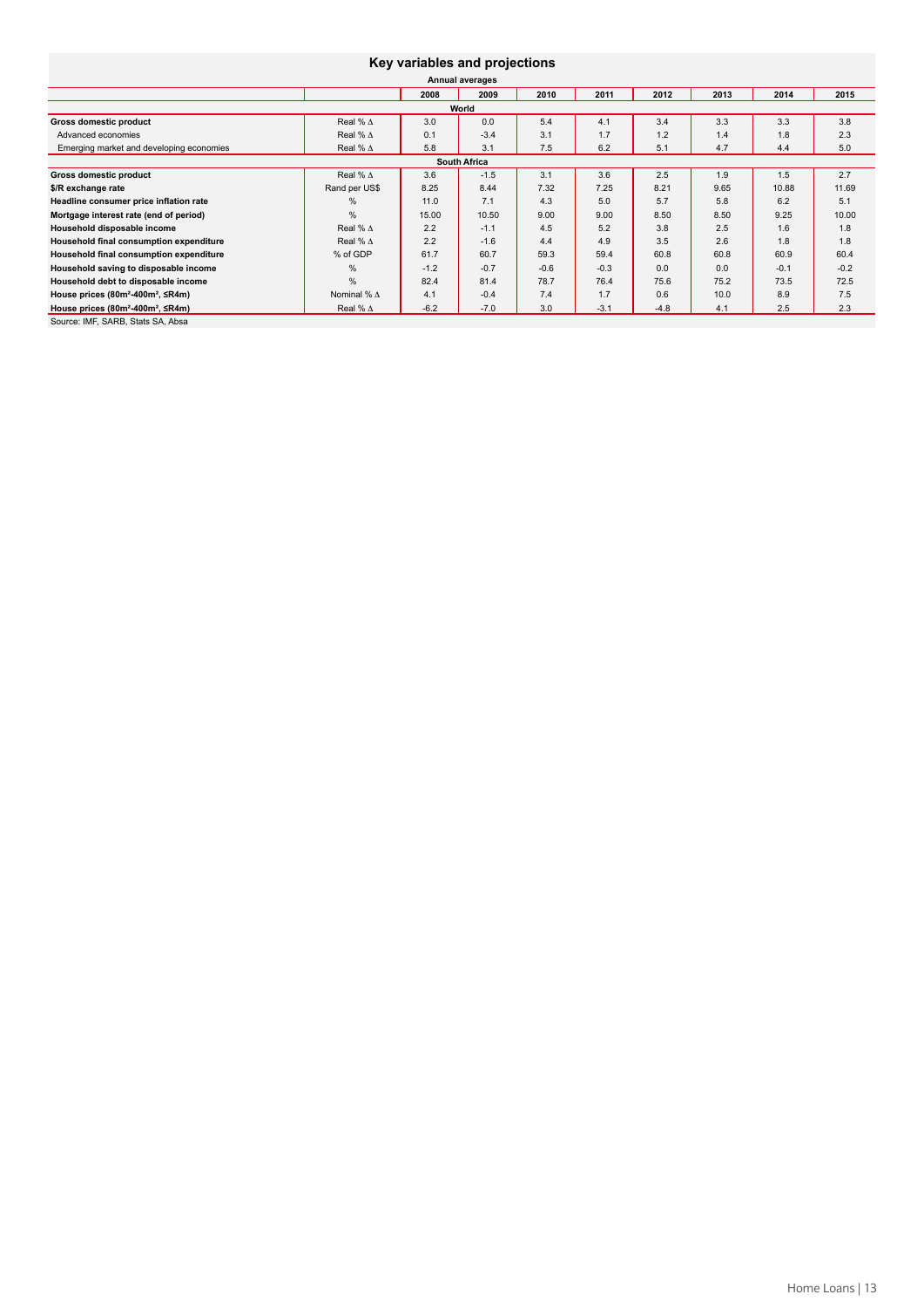## Key variables and projections

| | | 2008 | 2009 | 2010 | 2011 | 2012 | 2013 | 2014 | 2015 |
|---|---|---|---|---|---|---|---|---|---|
| **Annual averages** | | | | | | | | | |
| **World** | | | | | | | | | |
| **Gross domestic product** | Real % Δ | 3.0 | 0.0 | 5.4 | 4.1 | 3.4 | 3.3 | 3.3 | 3.8 |
| Advanced economies | Real % Δ | 0.1 | -3.4 | 3.1 | 1.7 | 1.2 | 1.4 | 1.8 | 2.3 |
| Emerging market and developing economies | Real % Δ | 5.8 | 3.1 | 7.5 | 6.2 | 5.1 | 4.7 | 4.4 | 5.0 |
| **South Africa** | | | | | | | | | |
| **Gross domestic product** | Real % Δ | 3.6 | -1.5 | 3.1 | 3.6 | 2.5 | 1.9 | 1.5 | 2.7 |
| **$/R exchange rate** | Rand per US$ | 8.25 | 8.44 | 7.32 | 7.25 | 8.21 | 9.65 | 10.88 | 11.69 |
| **Headline consumer price inflation rate** | % | 11.0 | 7.1 | 4.3 | 5.0 | 5.7 | 5.8 | 6.2 | 5.1 |
| **Mortgage interest rate (end of period)** | % | 15.00 | 10.50 | 9.00 | 9.00 | 8.50 | 8.50 | 9.25 | 10.00 |
| **Household disposable income** | Real % Δ | 2.2 | -1.1 | 4.5 | 5.2 | 3.8 | 2.5 | 1.6 | 1.8 |
| **Household final consumption expenditure** | Real % Δ | 2.2 | -1.6 | 4.4 | 4.9 | 3.5 | 2.6 | 1.8 | 1.8 |
| **Household final consumption expenditure** | % of GDP | 61.7 | 60.7 | 59.3 | 59.4 | 60.8 | 60.8 | 60.9 | 60.4 |
| **Household saving to disposable income** | % | -1.2 | -0.7 | -0.6 | -0.3 | 0.0 | 0.0 | -0.1 | -0.2 |
| **Household debt to disposable income** | % | 82.4 | 81.4 | 78.7 | 76.4 | 75.6 | 75.2 | 73.5 | 72.5 |
| **House prices (80m²-400m², ≤R4m)** | Nominal % Δ | 4.1 | -0.4 | 7.4 | 1.7 | 0.6 | 10.0 | 8.9 | 7.5 |
| **House prices (80m²-400m², ≤R4m)** | Real % Δ | -6.2 | -7.0 | 3.0 | -3.1 | -4.8 | 4.1 | 2.5 | 2.3 |

Source: IMF, SARB, Stats SA, Absa